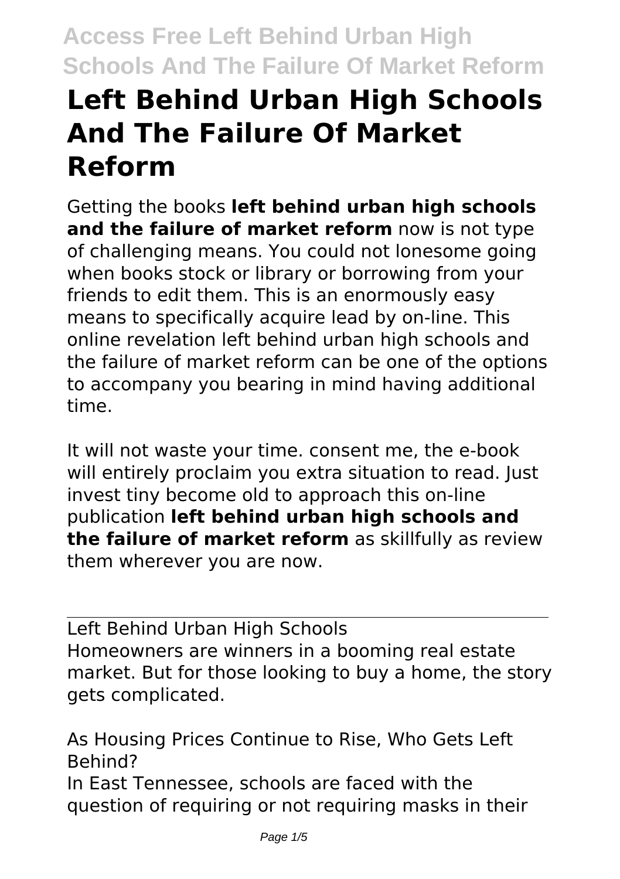# Left Behind Urban High Schools And The Failure Of Market Reform

Getting the books **left behind urban high schools and the failure of market reform** now is not type of challenging means. You could not lonesome going when books stock or library or borrowing from your friends to edit them. This is an enormously easy means to specifically acquire lead by on-line. This online revelation left behind urban high schools and the failure of market reform can be one of the options to accompany you bearing in mind having additional time.

It will not waste your time. consent me, the e-book will entirely proclaim you extra situation to read. Just invest tiny become old to approach this on-line publication **left behind urban high schools and the failure of market reform** as skillfully as review them wherever you are now.

Left Behind Urban High Schools
Homeowners are winners in a booming real estate market. But for those looking to buy a home, the story gets complicated.

As Housing Prices Continue to Rise, Who Gets Left Behind?
In East Tennessee, schools are faced with the question of requiring or not requiring masks in their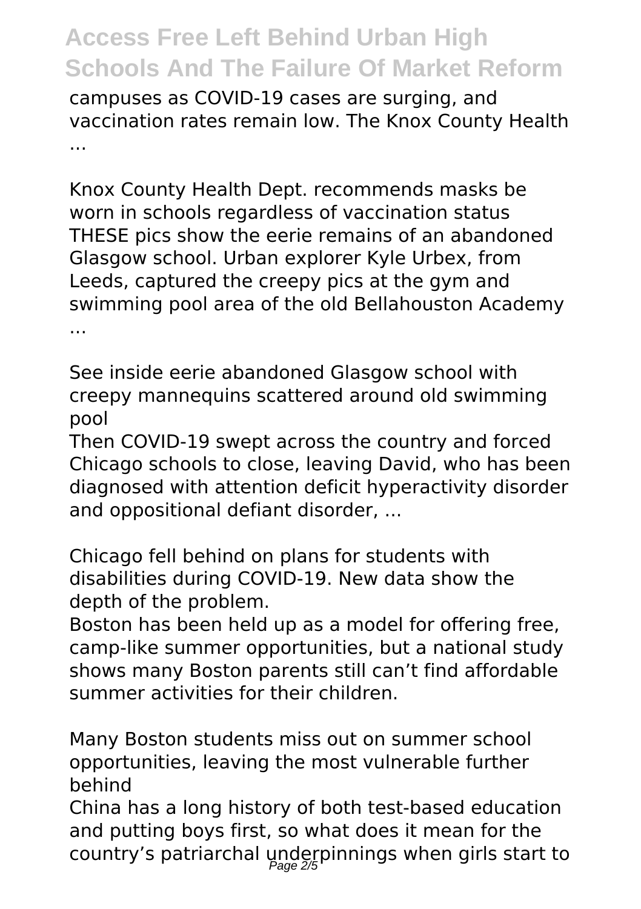campuses as COVID-19 cases are surging, and vaccination rates remain low. The Knox County Health ...

Knox County Health Dept. recommends masks be worn in schools regardless of vaccination status
THESE pics show the eerie remains of an abandoned Glasgow school. Urban explorer Kyle Urbex, from Leeds, captured the creepy pics at the gym and swimming pool area of the old Bellahouston Academy ...

See inside eerie abandoned Glasgow school with creepy mannequins scattered around old swimming pool
Then COVID-19 swept across the country and forced Chicago schools to close, leaving David, who has been diagnosed with attention deficit hyperactivity disorder and oppositional defiant disorder, ...

Chicago fell behind on plans for students with disabilities during COVID-19. New data show the depth of the problem.
Boston has been held up as a model for offering free, camp-like summer opportunities, but a national study shows many Boston parents still can't find affordable summer activities for their children.

Many Boston students miss out on summer school opportunities, leaving the most vulnerable further behind
China has a long history of both test-based education and putting boys first, so what does it mean for the country's patriarchal underpinnings when girls start to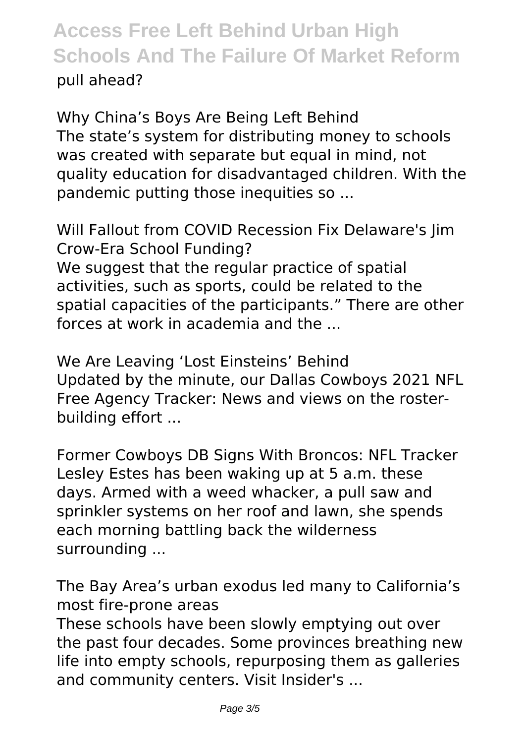pull ahead?

Why China's Boys Are Being Left Behind
The state's system for distributing money to schools was created with separate but equal in mind, not quality education for disadvantaged children. With the pandemic putting those inequities so ...

Will Fallout from COVID Recession Fix Delaware's Jim Crow-Era School Funding?
We suggest that the regular practice of spatial activities, such as sports, could be related to the spatial capacities of the participants." There are other forces at work in academia and the ...

We Are Leaving 'Lost Einsteins' Behind
Updated by the minute, our Dallas Cowboys 2021 NFL Free Agency Tracker: News and views on the roster-building effort ...

Former Cowboys DB Signs With Broncos: NFL Tracker
Lesley Estes has been waking up at 5 a.m. these days. Armed with a weed whacker, a pull saw and sprinkler systems on her roof and lawn, she spends each morning battling back the wilderness surrounding ...

The Bay Area's urban exodus led many to California's most fire-prone areas
These schools have been slowly emptying out over the past four decades. Some provinces breathing new life into empty schools, repurposing them as galleries and community centers. Visit Insider's ...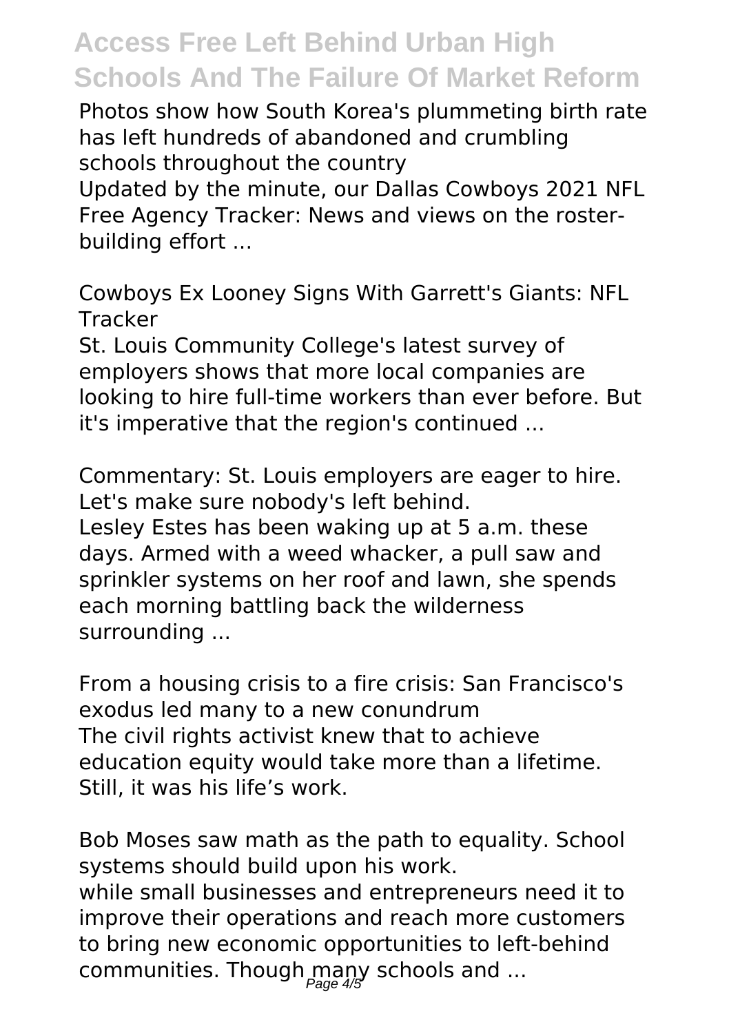Photos show how South Korea's plummeting birth rate has left hundreds of abandoned and crumbling schools throughout the country

Updated by the minute, our Dallas Cowboys 2021 NFL Free Agency Tracker: News and views on the roster-building effort ...

Cowboys Ex Looney Signs With Garrett's Giants: NFL Tracker

St. Louis Community College's latest survey of employers shows that more local companies are looking to hire full-time workers than ever before. But it's imperative that the region's continued ...

Commentary: St. Louis employers are eager to hire. Let's make sure nobody's left behind.

Lesley Estes has been waking up at 5 a.m. these days. Armed with a weed whacker, a pull saw and sprinkler systems on her roof and lawn, she spends each morning battling back the wilderness surrounding ...

From a housing crisis to a fire crisis: San Francisco's exodus led many to a new conundrum

The civil rights activist knew that to achieve education equity would take more than a lifetime. Still, it was his life's work.

Bob Moses saw math as the path to equality. School systems should build upon his work.

while small businesses and entrepreneurs need it to improve their operations and reach more customers to bring new economic opportunities to left-behind communities. Though many schools and ...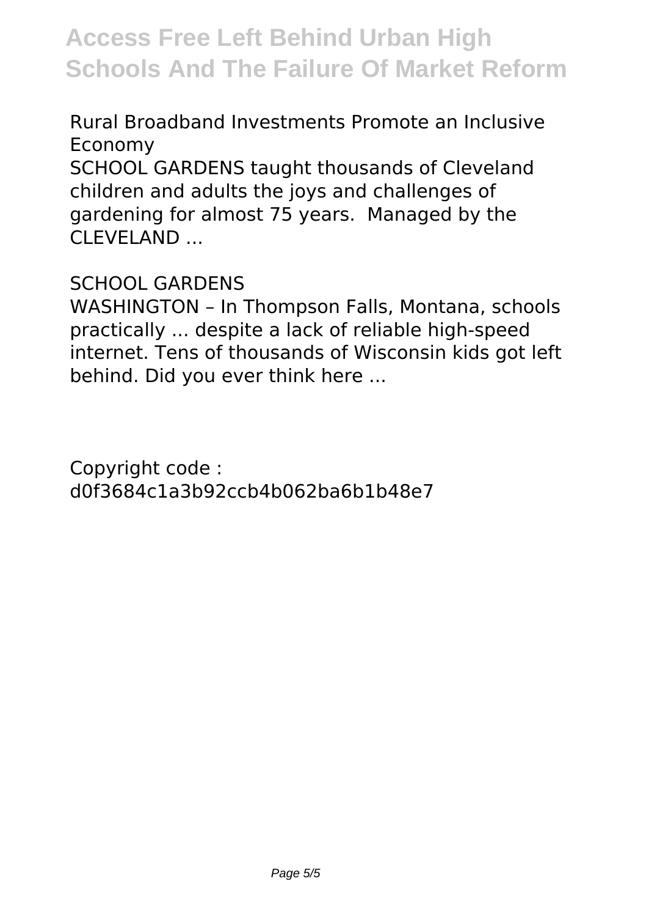Rural Broadband Investments Promote an Inclusive Economy

SCHOOL GARDENS taught thousands of Cleveland children and adults the joys and challenges of gardening for almost 75 years.  Managed by the CLEVELAND ...

SCHOOL GARDENS

WASHINGTON – In Thompson Falls, Montana, schools practically ... despite a lack of reliable high-speed internet. Tens of thousands of Wisconsin kids got left behind. Did you ever think here ...

Copyright code : d0f3684c1a3b92ccb4b062ba6b1b48e7